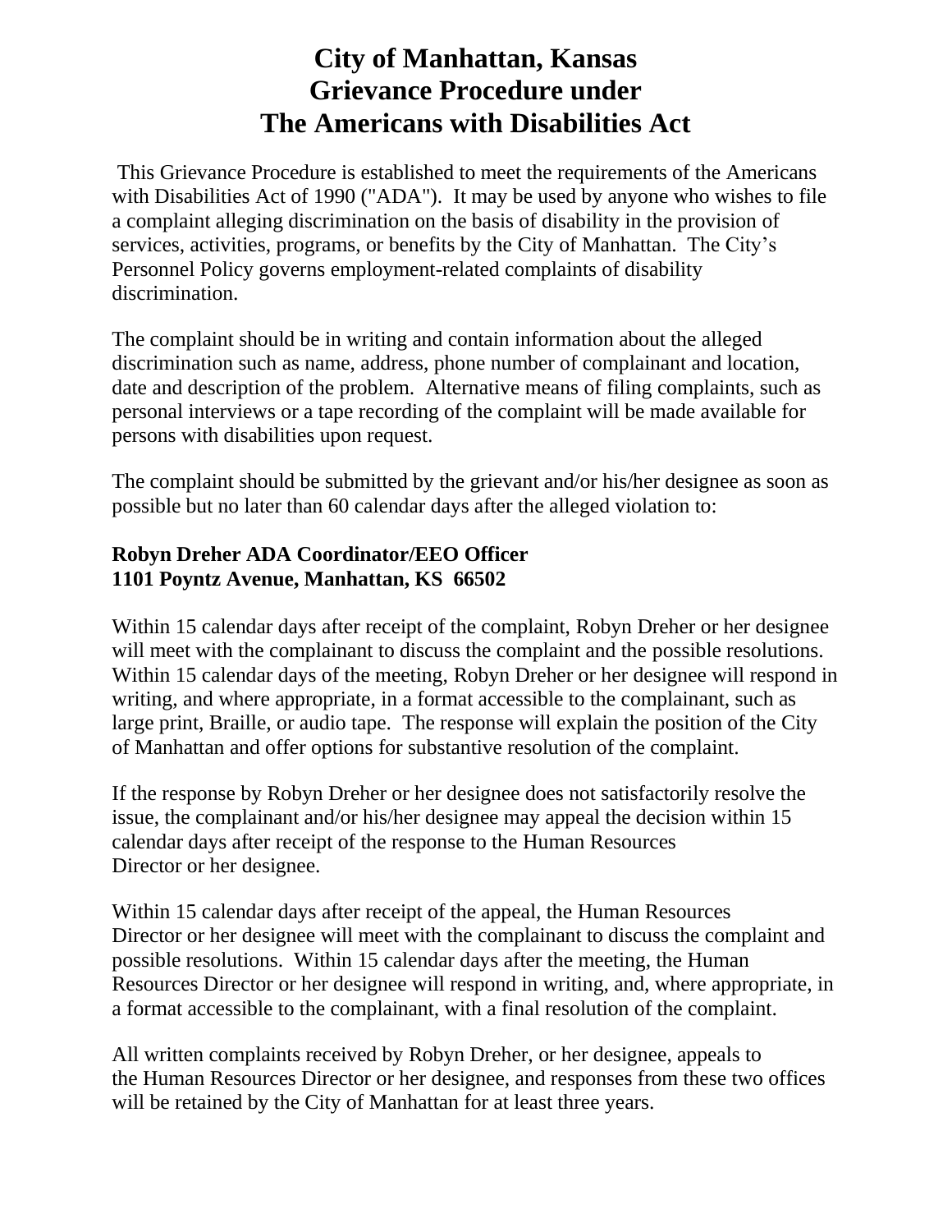# City of Manhattan, Kansas
# Grievance Procedure under
# The Americans with Disabilities Act

This Grievance Procedure is established to meet the requirements of the Americans with Disabilities Act of 1990 ("ADA"). It may be used by anyone who wishes to file a complaint alleging discrimination on the basis of disability in the provision of services, activities, programs, or benefits by the City of Manhattan. The City's Personnel Policy governs employment-related complaints of disability discrimination.

The complaint should be in writing and contain information about the alleged discrimination such as name, address, phone number of complainant and location, date and description of the problem. Alternative means of filing complaints, such as personal interviews or a tape recording of the complaint will be made available for persons with disabilities upon request.

The complaint should be submitted by the grievant and/or his/her designee as soon as possible but no later than 60 calendar days after the alleged violation to:

**Robyn Dreher ADA Coordinator/EEO Officer**
**1101 Poyntz Avenue, Manhattan, KS 66502**

Within 15 calendar days after receipt of the complaint, Robyn Dreher or her designee will meet with the complainant to discuss the complaint and the possible resolutions. Within 15 calendar days of the meeting, Robyn Dreher or her designee will respond in writing, and where appropriate, in a format accessible to the complainant, such as large print, Braille, or audio tape. The response will explain the position of the City of Manhattan and offer options for substantive resolution of the complaint.

If the response by Robyn Dreher or her designee does not satisfactorily resolve the issue, the complainant and/or his/her designee may appeal the decision within 15 calendar days after receipt of the response to the Human Resources Director or her designee.

Within 15 calendar days after receipt of the appeal, the Human Resources Director or her designee will meet with the complainant to discuss the complaint and possible resolutions. Within 15 calendar days after the meeting, the Human Resources Director or her designee will respond in writing, and, where appropriate, in a format accessible to the complainant, with a final resolution of the complaint.

All written complaints received by Robyn Dreher, or her designee, appeals to the Human Resources Director or her designee, and responses from these two offices will be retained by the City of Manhattan for at least three years.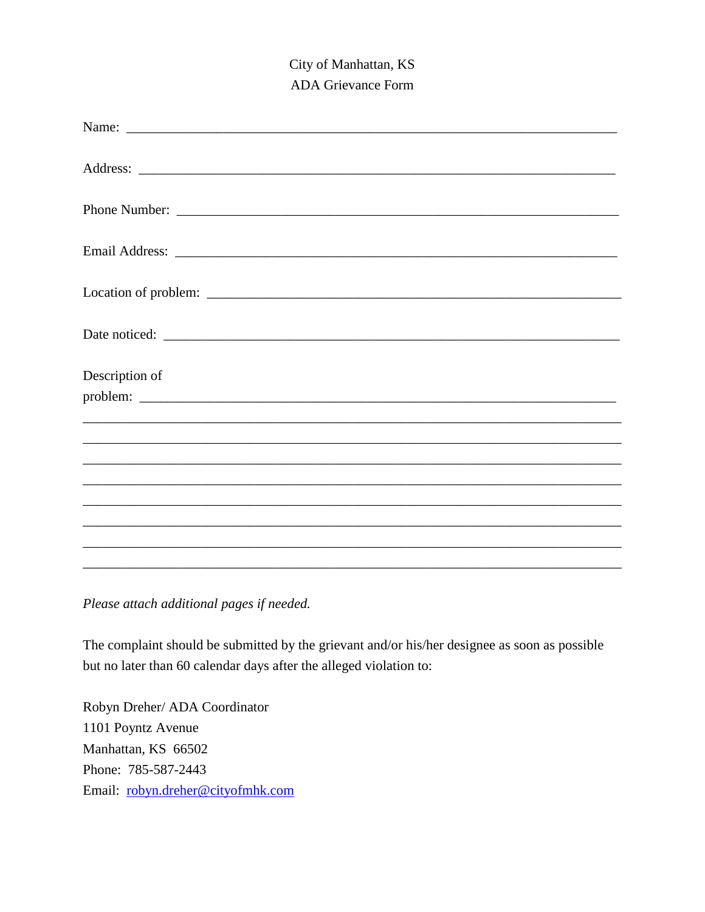City of Manhattan, KS
ADA Grievance Form

Name: ___________________________________________________________________

Address: _________________________________________________________________

Phone Number: ____________________________________________________________

Email Address: ____________________________________________________________

Location of problem: _______________________________________________________

Date noticed: _____________________________________________________________

Description of
problem: _________________________________________________________________

_________________________________________________________________________

_________________________________________________________________________

_________________________________________________________________________

_________________________________________________________________________

_________________________________________________________________________

_________________________________________________________________________

_________________________________________________________________________

_________________________________________________________________________

*Please attach additional pages if needed.*

The complaint should be submitted by the grievant and/or his/her designee as soon as possible but no later than 60 calendar days after the alleged violation to:

Robyn Dreher/ ADA Coordinator
1101 Poyntz Avenue
Manhattan, KS 66502
Phone: 785-587-2443
Email: robyn.dreher@cityofmhk.com